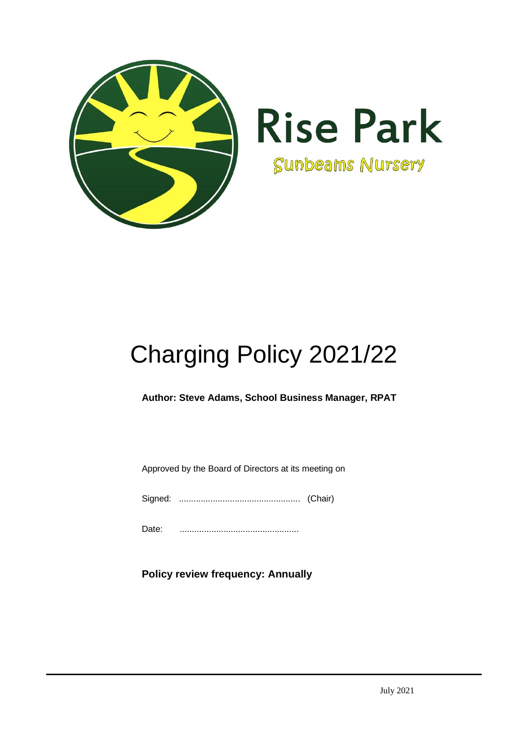# Rise Park

Sunbeams Nursery

# Charging Policy 2021/22

**Author: Steve Adams, School Business Manager, RPAT**

Approved by the Board of Directors at its meeting on

Signed: .................................................. (Chair)

Date: .................................................

**Policy review frequency: Annually**

July 2021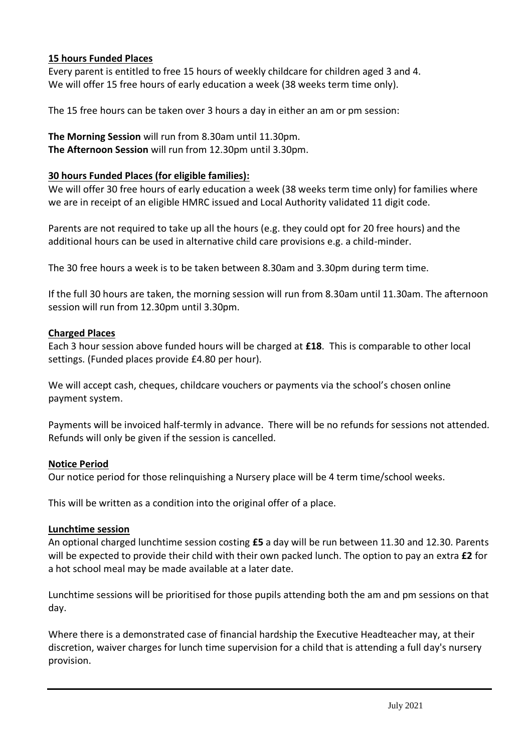**15 hours Funded Places**

Every parent is entitled to free 15 hours of weekly childcare for children aged 3 and 4.
We will offer 15 free hours of early education a week (38 weeks term time only).

The 15 free hours can be taken over 3 hours a day in either an am or pm session:

**The Morning Session** will run from 8.30am until 11.30pm.
**The Afternoon Session** will run from 12.30pm until 3.30pm.

**30 hours Funded Places (for eligible families):**

We will offer 30 free hours of early education a week (38 weeks term time only) for families where we are in receipt of an eligible HMRC issued and Local Authority validated 11 digit code.

Parents are not required to take up all the hours (e.g. they could opt for 20 free hours) and the additional hours can be used in alternative child care provisions e.g. a child-minder.

The 30 free hours a week is to be taken between 8.30am and 3.30pm during term time.

If the full 30 hours are taken, the morning session will run from 8.30am until 11.30am. The afternoon session will run from 12.30pm until 3.30pm.

**Charged Places**

Each 3 hour session above funded hours will be charged at **£18**. This is comparable to other local settings. (Funded places provide £4.80 per hour).

We will accept cash, cheques, childcare vouchers or payments via the school's chosen online payment system.

Payments will be invoiced half-termly in advance. There will be no refunds for sessions not attended. Refunds will only be given if the session is cancelled.

**Notice Period**

Our notice period for those relinquishing a Nursery place will be 4 term time/school weeks.

This will be written as a condition into the original offer of a place.

**Lunchtime session**

An optional charged lunchtime session costing **£5** a day will be run between 11.30 and 12.30. Parents will be expected to provide their child with their own packed lunch. The option to pay an extra **£2** for a hot school meal may be made available at a later date.

Lunchtime sessions will be prioritised for those pupils attending both the am and pm sessions on that day.

Where there is a demonstrated case of financial hardship the Executive Headteacher may, at their discretion, waiver charges for lunch time supervision for a child that is attending a full day's nursery provision.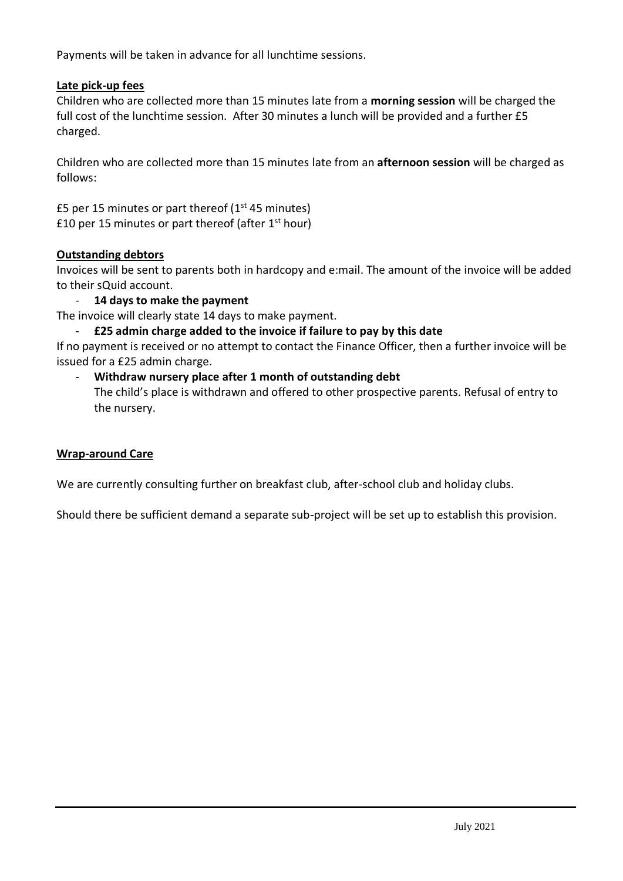Payments will be taken in advance for all lunchtime sessions.

**Late pick-up fees**

Children who are collected more than 15 minutes late from a **morning session** will be charged the full cost of the lunchtime session. After 30 minutes a lunch will be provided and a further £5 charged.

Children who are collected more than 15 minutes late from an **afternoon session** will be charged as follows:

£5 per 15 minutes or part thereof (1st 45 minutes)
£10 per 15 minutes or part thereof (after 1st hour)

**Outstanding debtors**

Invoices will be sent to parents both in hardcopy and e:mail. The amount of the invoice will be added to their sQuid account.

- **14 days to make the payment**

The invoice will clearly state 14 days to make payment.

- **£25 admin charge added to the invoice if failure to pay by this date**

If no payment is received or no attempt to contact the Finance Officer, then a further invoice will be issued for a £25 admin charge.

- **Withdraw nursery place after 1 month of outstanding debt**
  The child's place is withdrawn and offered to other prospective parents. Refusal of entry to the nursery.

**Wrap-around Care**

We are currently consulting further on breakfast club, after-school club and holiday clubs.

Should there be sufficient demand a separate sub-project will be set up to establish this provision.

July 2021